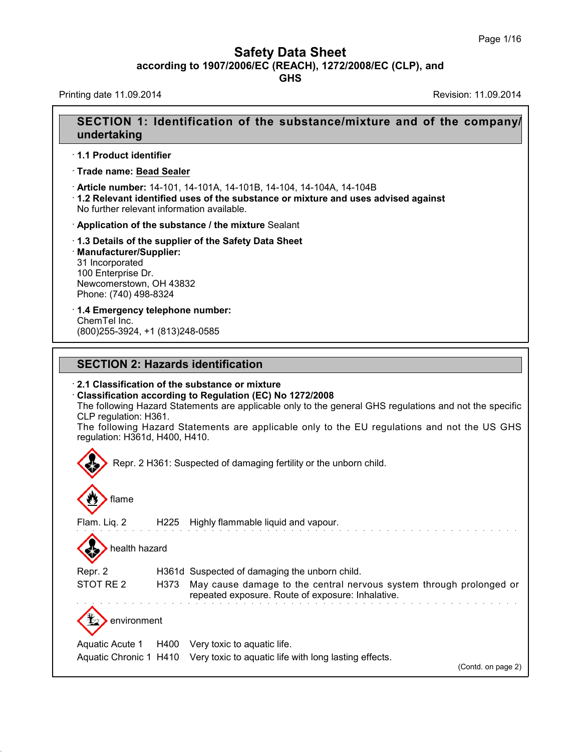# Safety Data Sheet

**according to 1907/2006/EC (REACH), 1272/2008/EC (CLP), and GHS**

Printing date 11.09.2014 Revision: 11.09.2014

## SECTION 1: Identification of the substance/mixture and of the company/undertaking

· **1.1 Product identifier**

· **Trade name: Bead Sealer**

· **Article number:** 14-101, 14-101A, 14-101B, 14-104, 14-104A, 14-104B

· **1.2 Relevant identified uses of the substance or mixture and uses advised against**
No further relevant information available.

· **Application of the substance / the mixture** Sealant

· **1.3 Details of the supplier of the Safety Data Sheet**

· **Manufacturer/Supplier:**
31 Incorporated
100 Enterprise Dr.
Newcomerstown, OH 43832
Phone: (740) 498-8324

· **1.4 Emergency telephone number:**
ChemTel Inc.
(800)255-3924, +1 (813)248-0585

## SECTION 2: Hazards identification

· **2.1 Classification of the substance or mixture**

· **Classification according to Regulation (EC) No 1272/2008**
The following Hazard Statements are applicable only to the general GHS regulations and not the specific CLP regulation: H361.
The following Hazard Statements are applicable only to the EU regulations and not the US GHS regulation: H361d, H400, H410.

Repr. 2 H361: Suspected of damaging fertility or the unborn child.

flame

| | | |
|---|---|---|
| Flam. Liq. 2 | H225 | Highly flammable liquid and vapour. |

health hazard

| | | |
|---|---|---|
| Repr. 2 | H361d | Suspected of damaging the unborn child. |
| STOT RE 2 | H373 | May cause damage to the central nervous system through prolonged or repeated exposure. Route of exposure: Inhalative. |

environment

| | | |
|---|---|---|
| Aquatic Acute 1 | H400 | Very toxic to aquatic life. |
| Aquatic Chronic 1 | H410 | Very toxic to aquatic life with long lasting effects. |

(Contd. on page 2)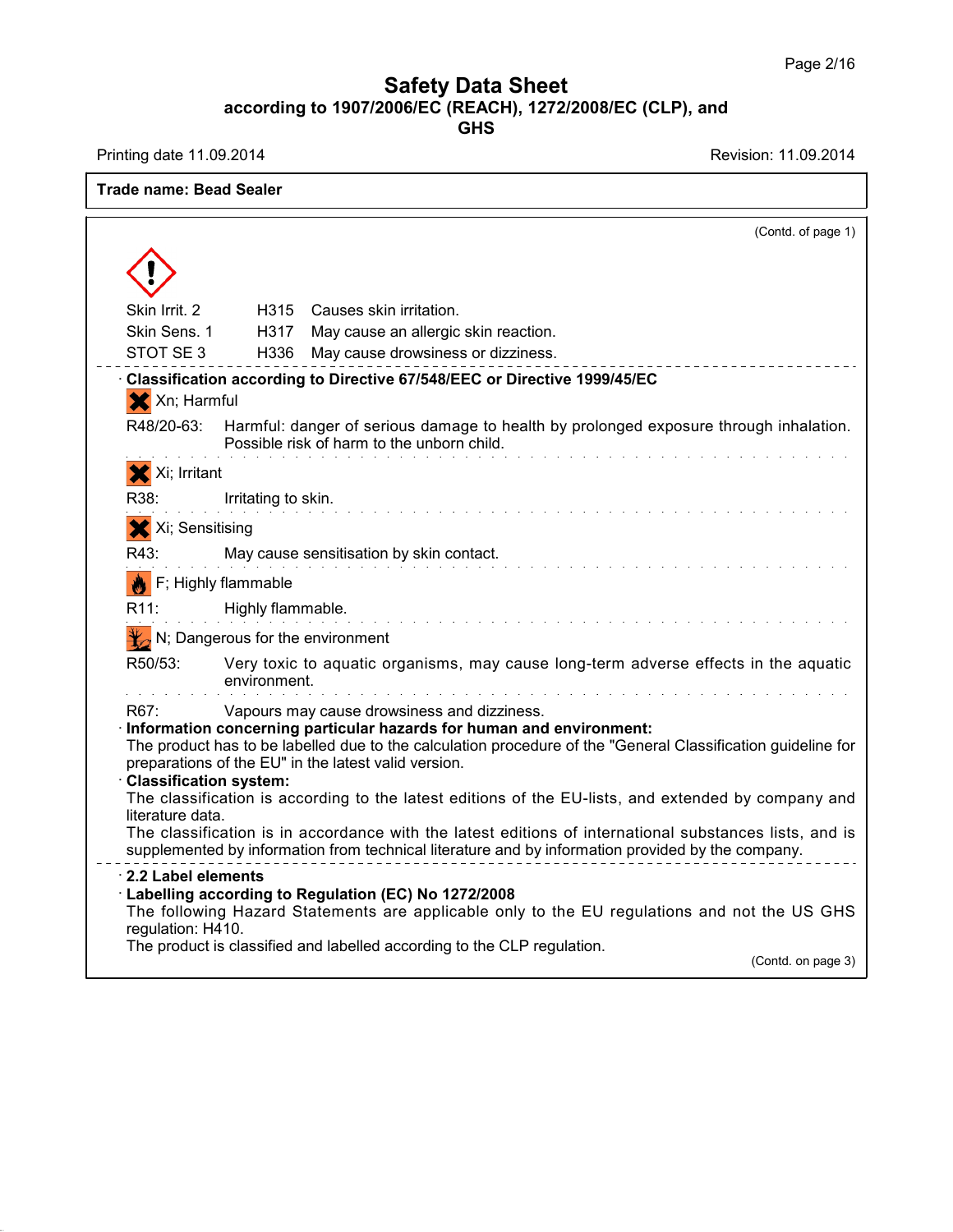**Trade name: Bead Sealer**

(Contd. of page 1)

| | | |
|---|---|---|
| Skin Irrit. 2 | H315 | Causes skin irritation. |
| Skin Sens. 1 | H317 | May cause an allergic skin reaction. |
| STOT SE 3 | H336 | May cause drowsiness or dizziness. |

· **Classification according to Directive 67/548/EEC or Directive 1999/45/EC**

Xn; Harmful

R48/20-63: Harmful: danger of serious damage to health by prolonged exposure through inhalation. Possible risk of harm to the unborn child.

Xi; Irritant

R38: Irritating to skin.

Xi; Sensitising

R43: May cause sensitisation by skin contact.

F; Highly flammable

R11: Highly flammable.

N; Dangerous for the environment

R50/53: Very toxic to aquatic organisms, may cause long-term adverse effects in the aquatic environment.

R67: Vapours may cause drowsiness and dizziness.

· **Information concerning particular hazards for human and environment:**
The product has to be labelled due to the calculation procedure of the "General Classification guideline for preparations of the EU" in the latest valid version.

· **Classification system:**
The classification is according to the latest editions of the EU-lists, and extended by company and literature data.
The classification is in accordance with the latest editions of international substances lists, and is supplemented by information from technical literature and by information provided by the company.

· **2.2 Label elements**

· **Labelling according to Regulation (EC) No 1272/2008**
The following Hazard Statements are applicable only to the EU regulations and not the US GHS regulation: H410.
The product is classified and labelled according to the CLP regulation.

(Contd. on page 3)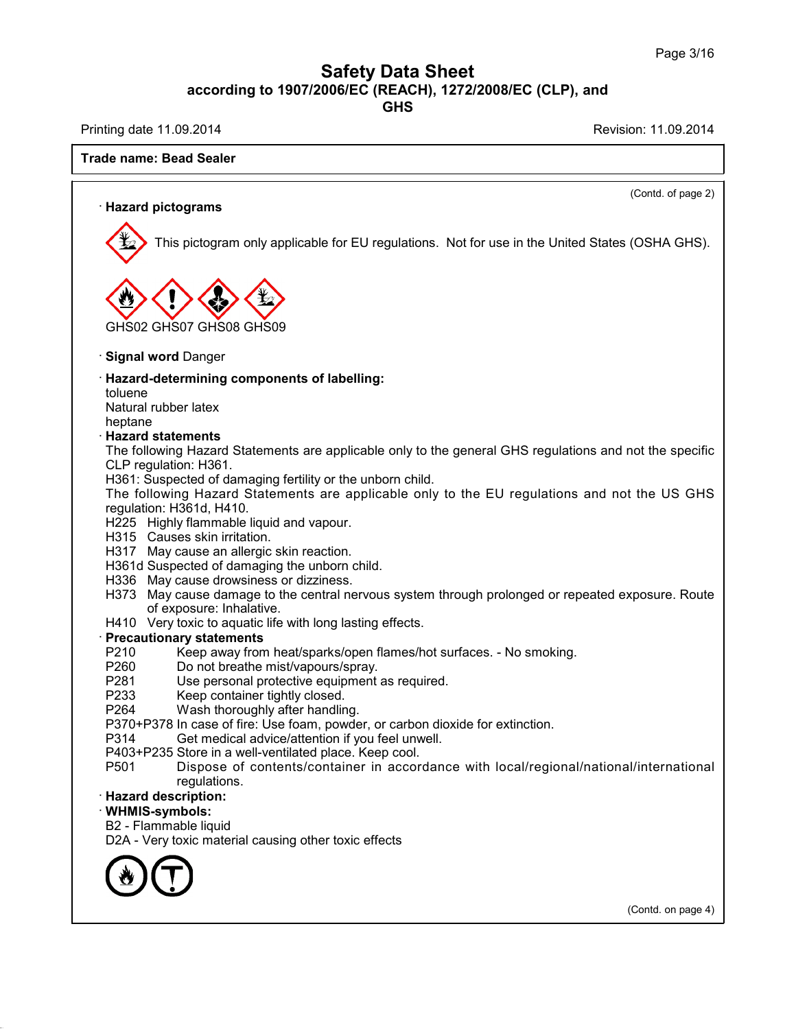**Trade name: Bead Sealer**

(Contd. of page 2)

· **Hazard pictograms**

This pictogram only applicable for EU regulations. Not for use in the United States (OSHA GHS).

GHS02 GHS07 GHS08 GHS09

· **Signal word** Danger

· **Hazard-determining components of labelling:**
toluene
Natural rubber latex
heptane

· **Hazard statements**
The following Hazard Statements are applicable only to the general GHS regulations and not the specific CLP regulation: H361.
H361: Suspected of damaging fertility or the unborn child.
The following Hazard Statements are applicable only to the EU regulations and not the US GHS regulation: H361d, H410.

H225 Highly flammable liquid and vapour.
H315 Causes skin irritation.
H317 May cause an allergic skin reaction.
H361d Suspected of damaging the unborn child.
H336 May cause drowsiness or dizziness.
H373 May cause damage to the central nervous system through prolonged or repeated exposure. Route of exposure: Inhalative.
H410 Very toxic to aquatic life with long lasting effects.

· **Precautionary statements**

P210 Keep away from heat/sparks/open flames/hot surfaces. - No smoking.
P260 Do not breathe mist/vapours/spray.
P281 Use personal protective equipment as required.
P233 Keep container tightly closed.
P264 Wash thoroughly after handling.
P370+P378 In case of fire: Use foam, powder, or carbon dioxide for extinction.
P314 Get medical advice/attention if you feel unwell.
P403+P235 Store in a well-ventilated place. Keep cool.
P501 Dispose of contents/container in accordance with local/regional/national/international regulations.

· **Hazard description:**

· **WHMIS-symbols:**
B2 - Flammable liquid
D2A - Very toxic material causing other toxic effects

(Contd. on page 4)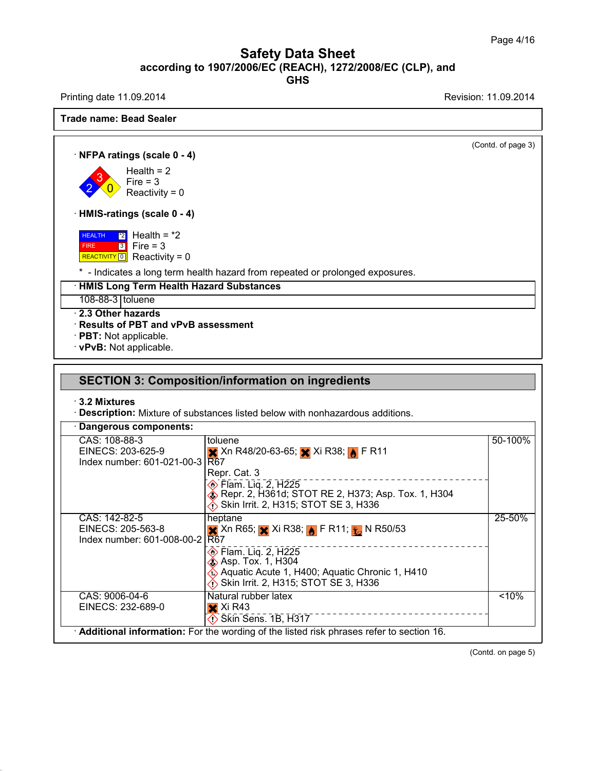Safety Data Sheet
according to 1907/2006/EC (REACH), 1272/2008/EC (CLP), and GHS

Printing date 11.09.2014 Revision: 11.09.2014

**Trade name: Bead Sealer**

(Contd. of page 3)

· **NFPA ratings (scale 0 - 4)**

Health = 2
Fire = 3
Reactivity = 0

· **HMIS-ratings (scale 0 - 4)**

| | | |
|---|---|---|
| HEALTH | *2 | Health = *2 |
| FIRE | 3 | Fire = 3 |
| REACTIVITY | 0 | Reactivity = 0 |

\* - Indicates a long term health hazard from repeated or prolonged exposures.

| · **HMIS Long Term Health Hazard Substances** | |
|---|---|
| 108-88-3 | toluene |

· **2.3 Other hazards**
· **Results of PBT and vPvB assessment**
· **PBT:** Not applicable.
· **vPvB:** Not applicable.

## SECTION 3: Composition/information on ingredients

· **3.2 Mixtures**
· **Description:** Mixture of substances listed below with nonhazardous additions.

| · **Dangerous components:** | | |
|---|---|---|
| CAS: 108-88-3<br>EINECS: 203-625-9<br>Index number: 601-021-00-3 | toluene<br>Xn R48/20-63-65; Xi R38; F R11<br>R67<br>Repr. Cat. 3<br>Flam. Liq. 2, H225<br>Repr. 2, H361d; STOT RE 2, H373; Asp. Tox. 1, H304<br>Skin Irrit. 2, H315; STOT SE 3, H336 | 50-100% |
| CAS: 142-82-5<br>EINECS: 205-563-8<br>Index number: 601-008-00-2 | heptane<br>Xn R65; Xi R38; F R11; N R50/53<br>R67<br>Flam. Liq. 2, H225<br>Asp. Tox. 1, H304<br>Aquatic Acute 1, H400; Aquatic Chronic 1, H410<br>Skin Irrit. 2, H315; STOT SE 3, H336 | 25-50% |
| CAS: 9006-04-6<br>EINECS: 232-689-0 | Natural rubber latex<br>Xi R43<br>Skin Sens. 1B, H317 | <10% |

· **Additional information:** For the wording of the listed risk phrases refer to section 16.

(Contd. on page 5)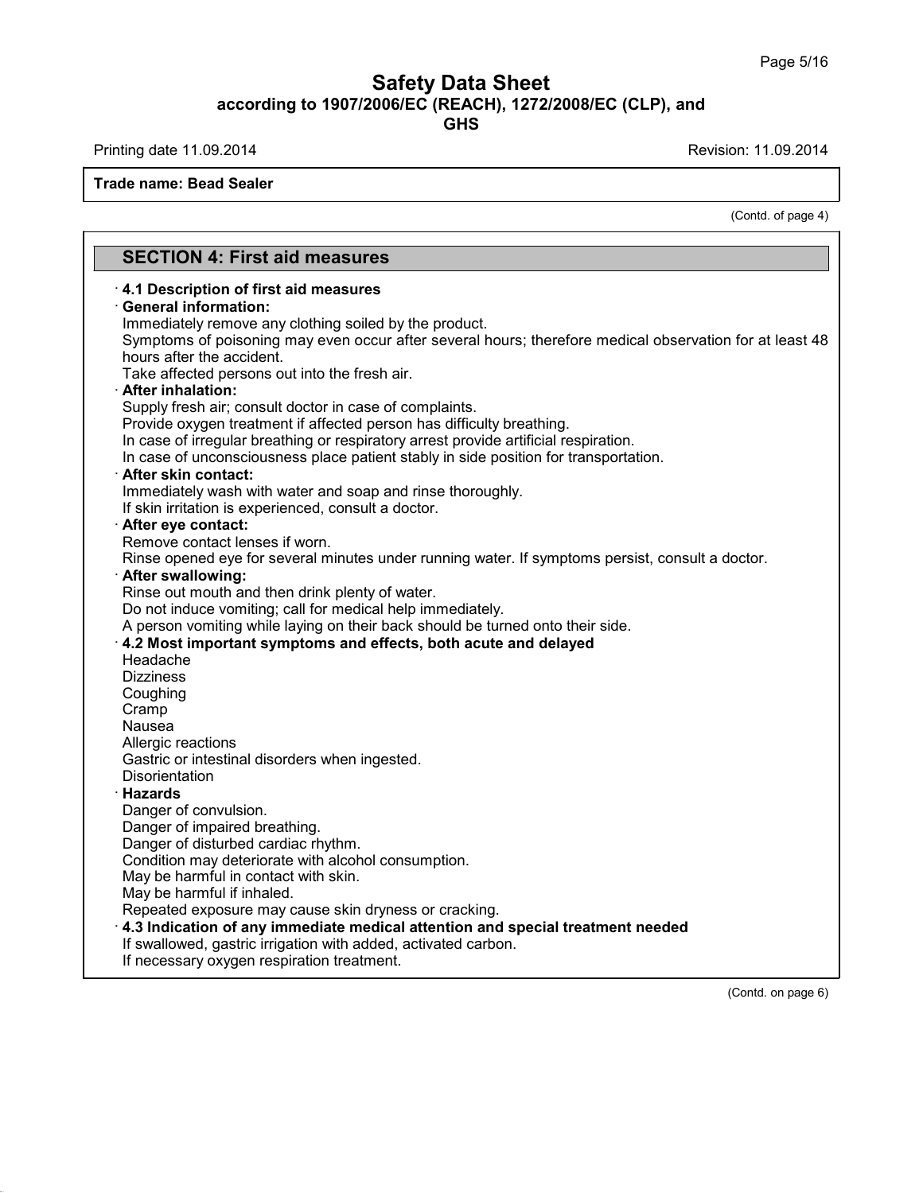**Trade name: Bead Sealer**

(Contd. of page 4)

## SECTION 4: First aid measures

· **4.1 Description of first aid measures**

· **General information:**
Immediately remove any clothing soiled by the product.
Symptoms of poisoning may even occur after several hours; therefore medical observation for at least 48 hours after the accident.
Take affected persons out into the fresh air.

· **After inhalation:**
Supply fresh air; consult doctor in case of complaints.
Provide oxygen treatment if affected person has difficulty breathing.
In case of irregular breathing or respiratory arrest provide artificial respiration.
In case of unconsciousness place patient stably in side position for transportation.

· **After skin contact:**
Immediately wash with water and soap and rinse thoroughly.
If skin irritation is experienced, consult a doctor.

· **After eye contact:**
Remove contact lenses if worn.
Rinse opened eye for several minutes under running water. If symptoms persist, consult a doctor.

· **After swallowing:**
Rinse out mouth and then drink plenty of water.
Do not induce vomiting; call for medical help immediately.
A person vomiting while laying on their back should be turned onto their side.

· **4.2 Most important symptoms and effects, both acute and delayed**
Headache
Dizziness
Coughing
Cramp
Nausea
Allergic reactions
Gastric or intestinal disorders when ingested.
Disorientation

· **Hazards**
Danger of convulsion.
Danger of impaired breathing.
Danger of disturbed cardiac rhythm.
Condition may deteriorate with alcohol consumption.
May be harmful in contact with skin.
May be harmful if inhaled.
Repeated exposure may cause skin dryness or cracking.

· **4.3 Indication of any immediate medical attention and special treatment needed**
If swallowed, gastric irrigation with added, activated carbon.
If necessary oxygen respiration treatment.

(Contd. on page 6)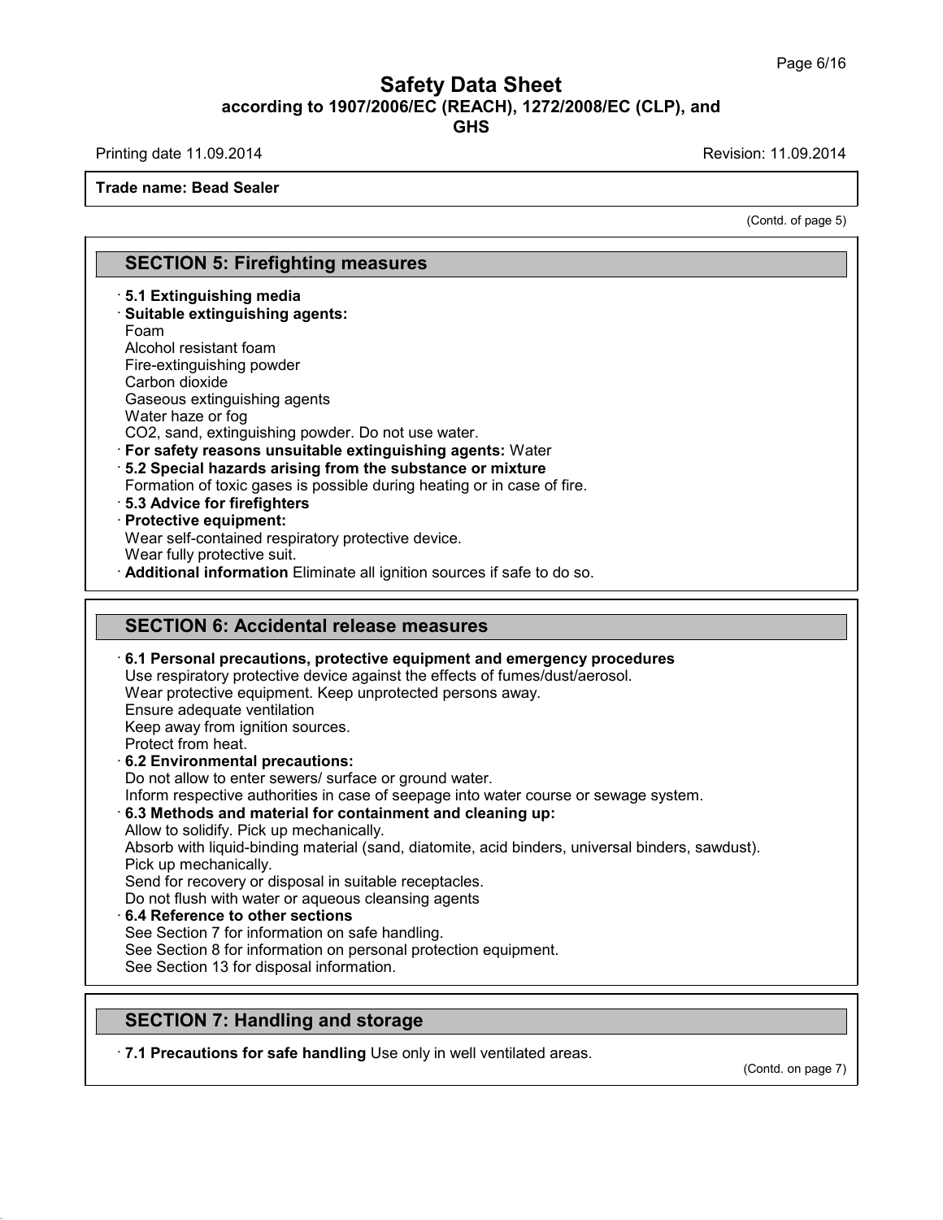Trade name: Bead Sealer

(Contd. of page 5)

## SECTION 5: Firefighting measures

· **5.1 Extinguishing media**
· **Suitable extinguishing agents:**
Foam
Alcohol resistant foam
Fire-extinguishing powder
Carbon dioxide
Gaseous extinguishing agents
Water haze or fog
CO2, sand, extinguishing powder. Do not use water.
· **For safety reasons unsuitable extinguishing agents:** Water
· **5.2 Special hazards arising from the substance or mixture**
Formation of toxic gases is possible during heating or in case of fire.
· **5.3 Advice for firefighters**
· **Protective equipment:**
Wear self-contained respiratory protective device.
Wear fully protective suit.
· **Additional information** Eliminate all ignition sources if safe to do so.

## SECTION 6: Accidental release measures

· **6.1 Personal precautions, protective equipment and emergency procedures**
Use respiratory protective device against the effects of fumes/dust/aerosol.
Wear protective equipment. Keep unprotected persons away.
Ensure adequate ventilation
Keep away from ignition sources.
Protect from heat.
· **6.2 Environmental precautions:**
Do not allow to enter sewers/ surface or ground water.
Inform respective authorities in case of seepage into water course or sewage system.
· **6.3 Methods and material for containment and cleaning up:**
Allow to solidify. Pick up mechanically.
Absorb with liquid-binding material (sand, diatomite, acid binders, universal binders, sawdust).
Pick up mechanically.
Send for recovery or disposal in suitable receptacles.
Do not flush with water or aqueous cleansing agents
· **6.4 Reference to other sections**
See Section 7 for information on safe handling.
See Section 8 for information on personal protection equipment.
See Section 13 for disposal information.

## SECTION 7: Handling and storage

· **7.1 Precautions for safe handling** Use only in well ventilated areas.

(Contd. on page 7)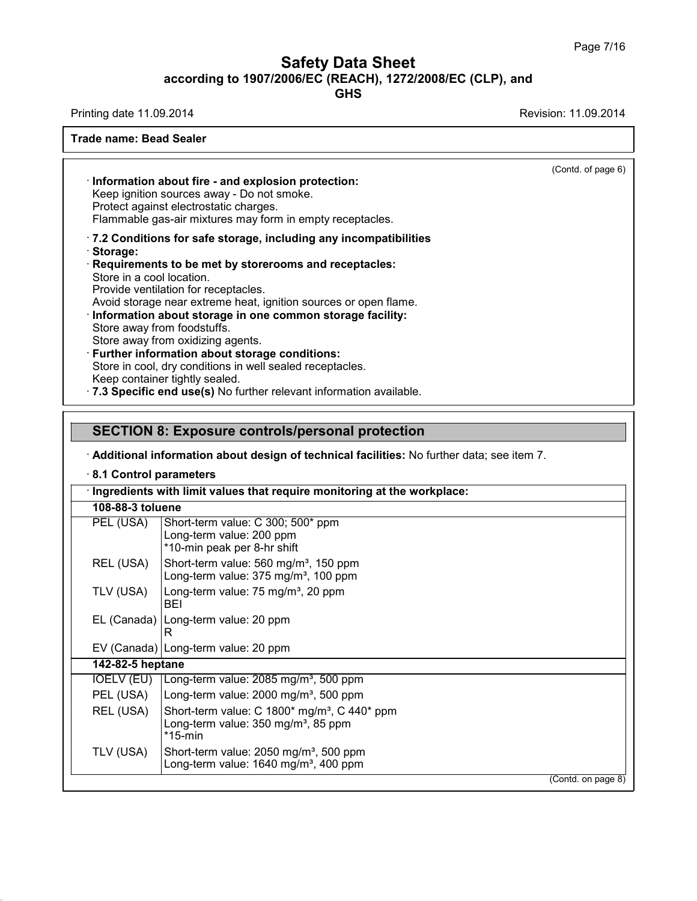**Trade name: Bead Sealer**

(Contd. of page 6)

· **Information about fire - and explosion protection:**
Keep ignition sources away - Do not smoke.
Protect against electrostatic charges.
Flammable gas-air mixtures may form in empty receptacles.

· **7.2 Conditions for safe storage, including any incompatibilities**
· **Storage:**
· **Requirements to be met by storerooms and receptacles:**
Store in a cool location.
Provide ventilation for receptacles.
Avoid storage near extreme heat, ignition sources or open flame.
· **Information about storage in one common storage facility:**
Store away from foodstuffs.
Store away from oxidizing agents.
· **Further information about storage conditions:**
Store in cool, dry conditions in well sealed receptacles.
Keep container tightly sealed.
· **7.3 Specific end use(s)** No further relevant information available.

## SECTION 8: Exposure controls/personal protection

· **Additional information about design of technical facilities:** No further data; see item 7.

· **8.1 Control parameters**

| · **Ingredients with limit values that require monitoring at the workplace:** | |
|---|---|
| **108-88-3 toluene** | |
| PEL (USA) | Short-term value: C 300; 500* ppm<br>Long-term value: 200 ppm<br>*10-min peak per 8-hr shift |
| REL (USA) | Short-term value: 560 mg/m³, 150 ppm<br>Long-term value: 375 mg/m³, 100 ppm |
| TLV (USA) | Long-term value: 75 mg/m³, 20 ppm<br>BEI |
| EL (Canada) | Long-term value: 20 ppm<br>R |
| EV (Canada) | Long-term value: 20 ppm |
| **142-82-5 heptane** | |
| IOELV (EU) | Long-term value: 2085 mg/m³, 500 ppm |
| PEL (USA) | Long-term value: 2000 mg/m³, 500 ppm |
| REL (USA) | Short-term value: C 1800* mg/m³, C 440* ppm<br>Long-term value: 350 mg/m³, 85 ppm<br>*15-min |
| TLV (USA) | Short-term value: 2050 mg/m³, 500 ppm<br>Long-term value: 1640 mg/m³, 400 ppm |

(Contd. on page 8)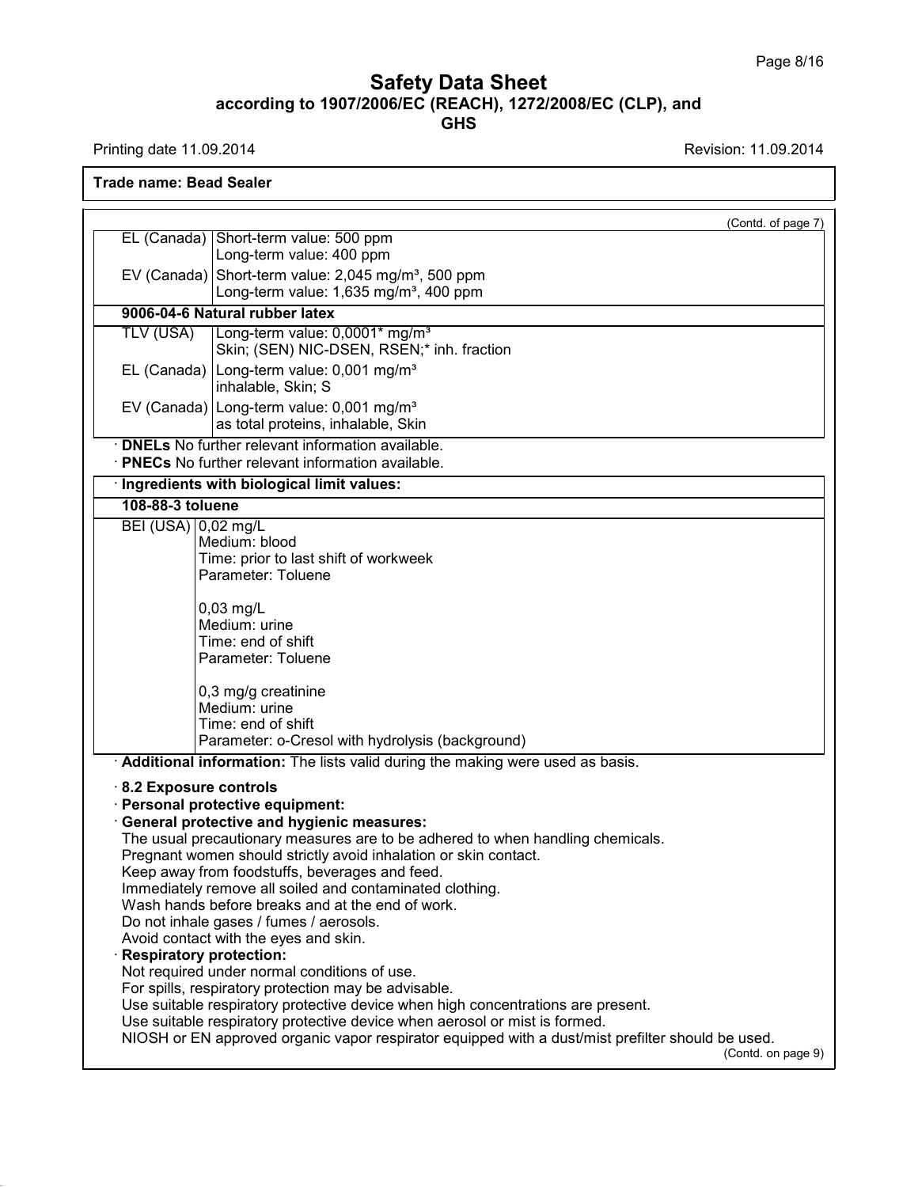**Trade name: Bead Sealer**

(Contd. of page 7)

| | |
|---|---|
| EL (Canada) | Short-term value: 500 ppm<br>Long-term value: 400 ppm |
| EV (Canada) | Short-term value: 2,045 mg/m³, 500 ppm<br>Long-term value: 1,635 mg/m³, 400 ppm |
| **9006-04-6 Natural rubber latex** | |
| TLV (USA) | Long-term value: 0,0001* mg/m³<br>Skin; (SEN) NIC-DSEN, RSEN;* inh. fraction |
| EL (Canada) | Long-term value: 0,001 mg/m³<br>inhalable, Skin; S |
| EV (Canada) | Long-term value: 0,001 mg/m³<br>as total proteins, inhalable, Skin |

· **DNELs** No further relevant information available.

· **PNECs** No further relevant information available.

· **Ingredients with biological limit values:**

| **108-88-3 toluene** | |
|---|---|
| BEI (USA) | 0,02 mg/L<br>Medium: blood<br>Time: prior to last shift of workweek<br>Parameter: Toluene<br><br>0,03 mg/L<br>Medium: urine<br>Time: end of shift<br>Parameter: Toluene<br><br>0,3 mg/g creatinine<br>Medium: urine<br>Time: end of shift<br>Parameter: o-Cresol with hydrolysis (background) |

· **Additional information:** The lists valid during the making were used as basis.

· **8.2 Exposure controls**

· **Personal protective equipment:**

· **General protective and hygienic measures:**

The usual precautionary measures are to be adhered to when handling chemicals.
Pregnant women should strictly avoid inhalation or skin contact.
Keep away from foodstuffs, beverages and feed.
Immediately remove all soiled and contaminated clothing.
Wash hands before breaks and at the end of work.
Do not inhale gases / fumes / aerosols.
Avoid contact with the eyes and skin.

· **Respiratory protection:**

Not required under normal conditions of use.
For spills, respiratory protection may be advisable.
Use suitable respiratory protective device when high concentrations are present.
Use suitable respiratory protective device when aerosol or mist is formed.
NIOSH or EN approved organic vapor respirator equipped with a dust/mist prefilter should be used.

(Contd. on page 9)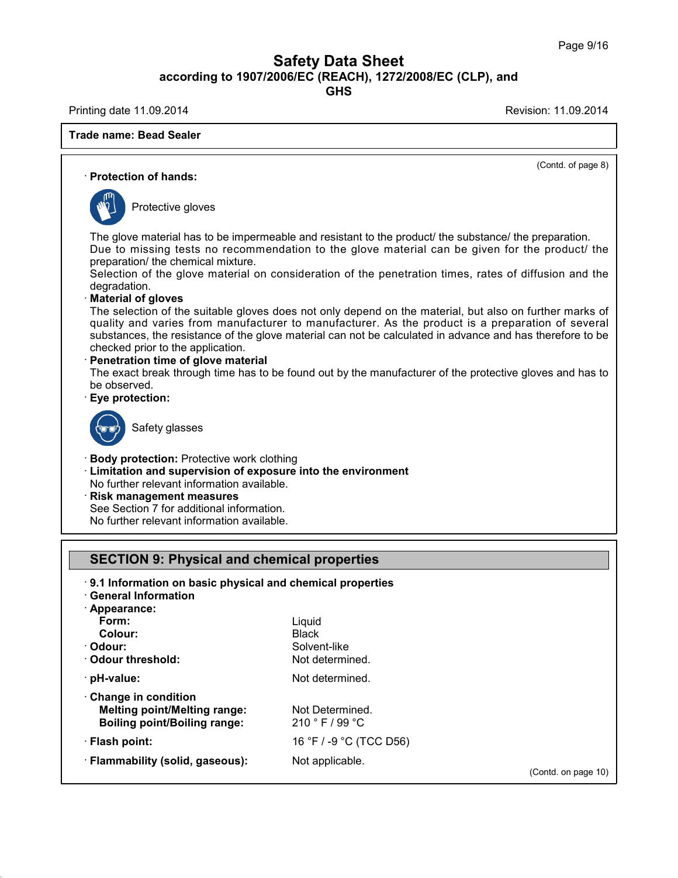Trade name: Bead Sealer

(Contd. of page 8)

· **Protection of hands:**

Protective gloves

The glove material has to be impermeable and resistant to the product/ the substance/ the preparation.
Due to missing tests no recommendation to the glove material can be given for the product/ the preparation/ the chemical mixture.
Selection of the glove material on consideration of the penetration times, rates of diffusion and the degradation.

· **Material of gloves**
The selection of the suitable gloves does not only depend on the material, but also on further marks of quality and varies from manufacturer to manufacturer. As the product is a preparation of several substances, the resistance of the glove material can not be calculated in advance and has therefore to be checked prior to the application.

· **Penetration time of glove material**
The exact break through time has to be found out by the manufacturer of the protective gloves and has to be observed.

· **Eye protection:**

Safety glasses

· **Body protection:** Protective work clothing
· **Limitation and supervision of exposure into the environment**
No further relevant information available.
· **Risk management measures**
See Section 7 for additional information.
No further relevant information available.

## SECTION 9: Physical and chemical properties

· **9.1 Information on basic physical and chemical properties**
· **General Information**
· **Appearance:**

| | |
|---|---|
| **Form:** | Liquid |
| **Colour:** | Black |
| · **Odour:** | Solvent-like |
| · **Odour threshold:** | Not determined. |
| · **pH-value:** | Not determined. |
| · **Change in condition** | |
| **Melting point/Melting range:** | Not Determined. |
| **Boiling point/Boiling range:** | 210 ° F / 99 °C |
| · **Flash point:** | 16 °F / -9 °C (TCC D56) |
| · **Flammability (solid, gaseous):** | Not applicable. |

(Contd. on page 10)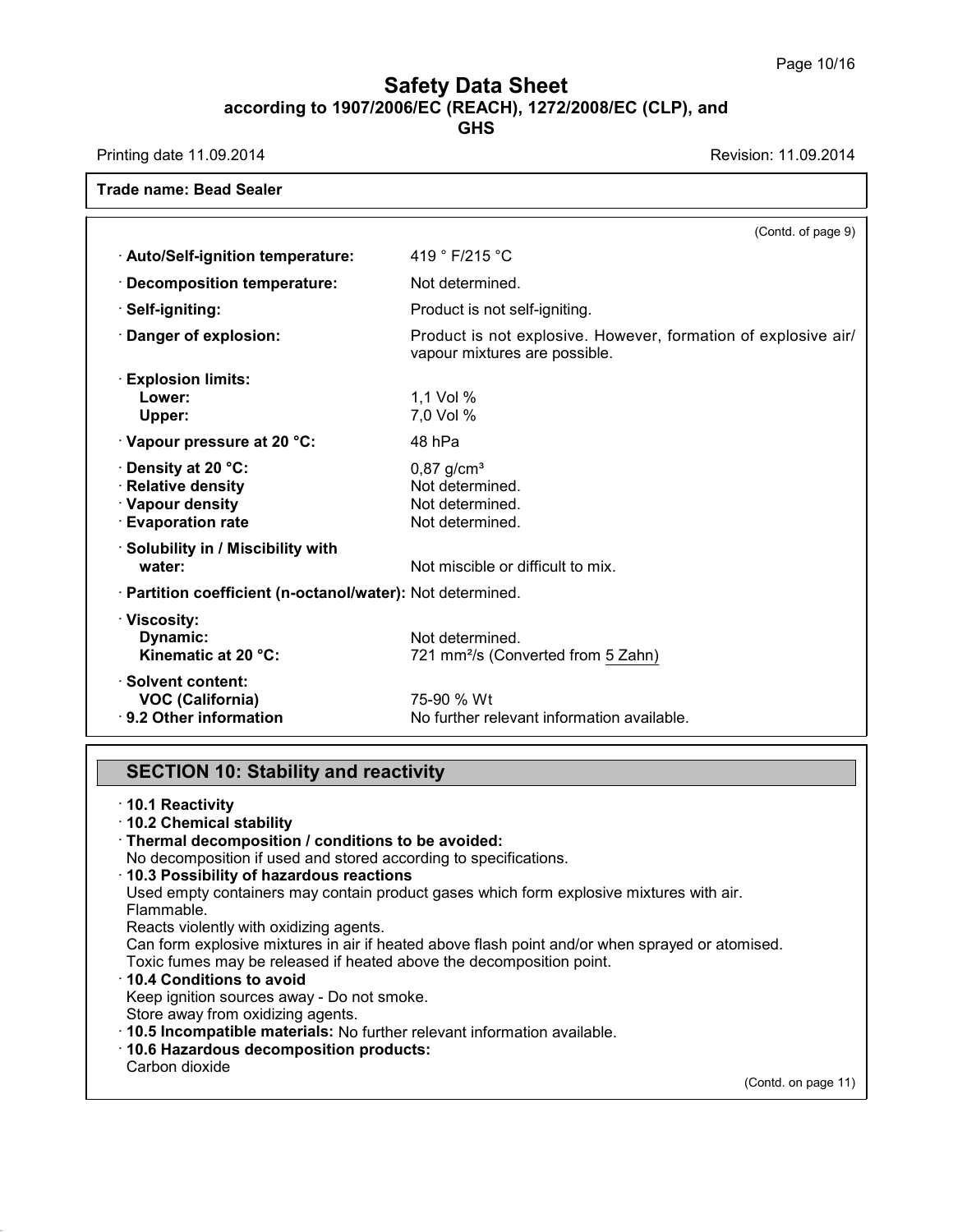**Trade name: Bead Sealer**

(Contd. of page 9)

| | |
|---|---|
| · **Auto/Self-ignition temperature:** | 419 ° F/215 °C |
| · **Decomposition temperature:** | Not determined. |
| · **Self-igniting:** | Product is not self-igniting. |
| · **Danger of explosion:** | Product is not explosive. However, formation of explosive air/ vapour mixtures are possible. |
| · **Explosion limits:** | |
| **Lower:** | 1,1 Vol % |
| **Upper:** | 7,0 Vol % |
| · **Vapour pressure at 20 °C:** | 48 hPa |
| · **Density at 20 °C:** | 0,87 g/cm³ |
| · **Relative density** | Not determined. |
| · **Vapour density** | Not determined. |
| · **Evaporation rate** | Not determined. |
| · **Solubility in / Miscibility with water:** | Not miscible or difficult to mix. |
| · **Partition coefficient (n-octanol/water):** | Not determined. |
| · **Viscosity:** | |
| **Dynamic:** | Not determined. |
| **Kinematic at 20 °C:** | 721 mm²/s (Converted from 5 Zahn) |
| · **Solvent content:** | |
| **VOC (California)** | 75-90 % Wt |
| · **9.2 Other information** | No further relevant information available. |

## SECTION 10: Stability and reactivity

· **10.1 Reactivity**

· **10.2 Chemical stability**

· **Thermal decomposition / conditions to be avoided:**
No decomposition if used and stored according to specifications.

· **10.3 Possibility of hazardous reactions**
Used empty containers may contain product gases which form explosive mixtures with air.
Flammable.
Reacts violently with oxidizing agents.
Can form explosive mixtures in air if heated above flash point and/or when sprayed or atomised.
Toxic fumes may be released if heated above the decomposition point.

· **10.4 Conditions to avoid**
Keep ignition sources away - Do not smoke.
Store away from oxidizing agents.

· **10.5 Incompatible materials:** No further relevant information available.

· **10.6 Hazardous decomposition products:**
Carbon dioxide

(Contd. on page 11)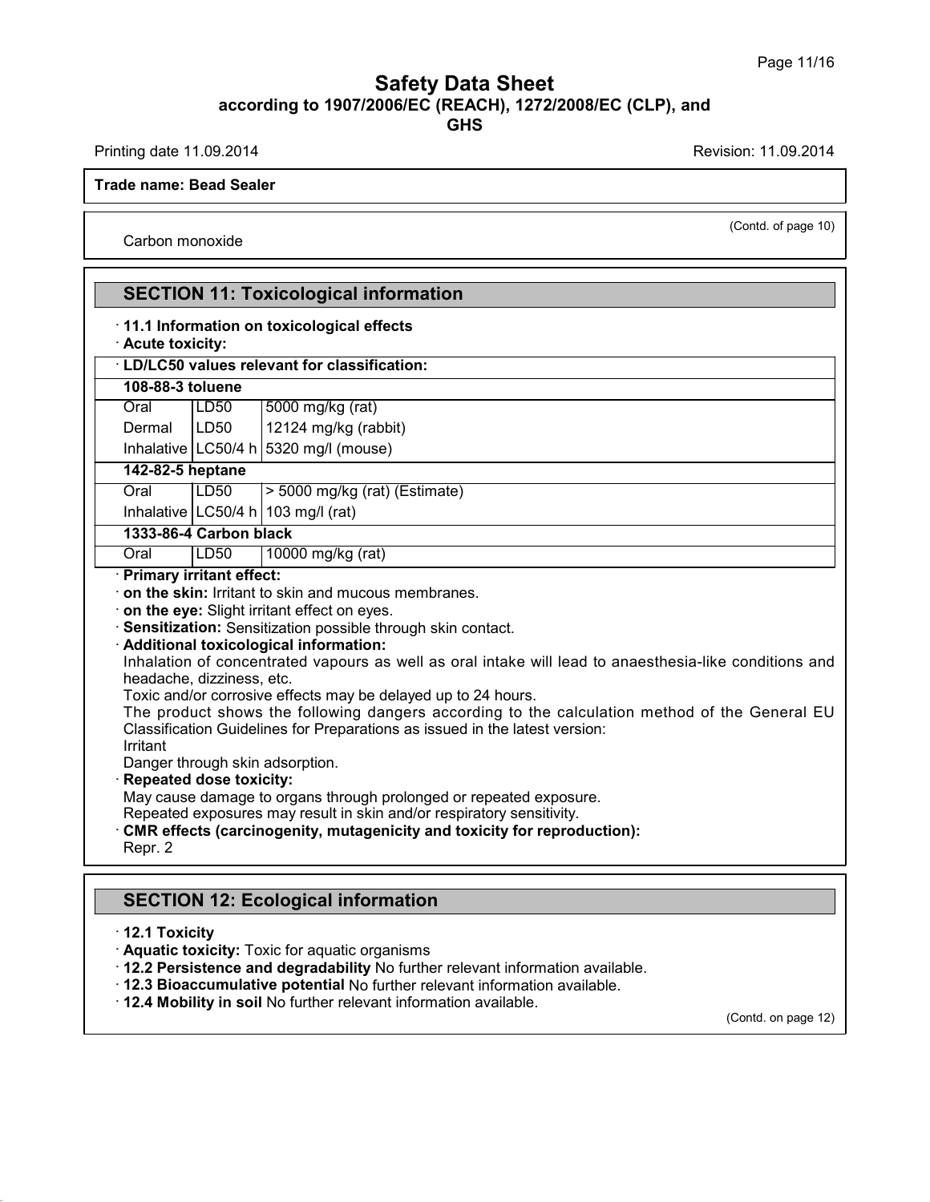**Safety Data Sheet**
**according to 1907/2006/EC (REACH), 1272/2008/EC (CLP), and GHS**

Printing date 11.09.2014 Revision: 11.09.2014

**Trade name: Bead Sealer**

(Contd. of page 10)

Carbon monoxide

## SECTION 11: Toxicological information

· **11.1 Information on toxicological effects**

· **Acute toxicity:**

· **LD/LC50 values relevant for classification:**

| | | |
|---|---|---|
| **108-88-3 toluene** | | |
| Oral | LD50 | 5000 mg/kg (rat) |
| Dermal | LD50 | 12124 mg/kg (rabbit) |
| Inhalative | LC50/4 h | 5320 mg/l (mouse) |
| **142-82-5 heptane** | | |
| Oral | LD50 | > 5000 mg/kg (rat) (Estimate) |
| Inhalative | LC50/4 h | 103 mg/l (rat) |
| **1333-86-4 Carbon black** | | |
| Oral | LD50 | 10000 mg/kg (rat) |

· **Primary irritant effect:**

· **on the skin:** Irritant to skin and mucous membranes.

· **on the eye:** Slight irritant effect on eyes.

· **Sensitization:** Sensitization possible through skin contact.

· **Additional toxicological information:**

Inhalation of concentrated vapours as well as oral intake will lead to anaesthesia-like conditions and headache, dizziness, etc.

Toxic and/or corrosive effects may be delayed up to 24 hours.

The product shows the following dangers according to the calculation method of the General EU Classification Guidelines for Preparations as issued in the latest version:

Irritant

Danger through skin adsorption.

· **Repeated dose toxicity:**

May cause damage to organs through prolonged or repeated exposure.

Repeated exposures may result in skin and/or respiratory sensitivity.

· **CMR effects (carcinogenity, mutagenicity and toxicity for reproduction):**

Repr. 2

## SECTION 12: Ecological information

· **12.1 Toxicity**

· **Aquatic toxicity:** Toxic for aquatic organisms

· **12.2 Persistence and degradability** No further relevant information available.

· **12.3 Bioaccumulative potential** No further relevant information available.

· **12.4 Mobility in soil** No further relevant information available.

(Contd. on page 12)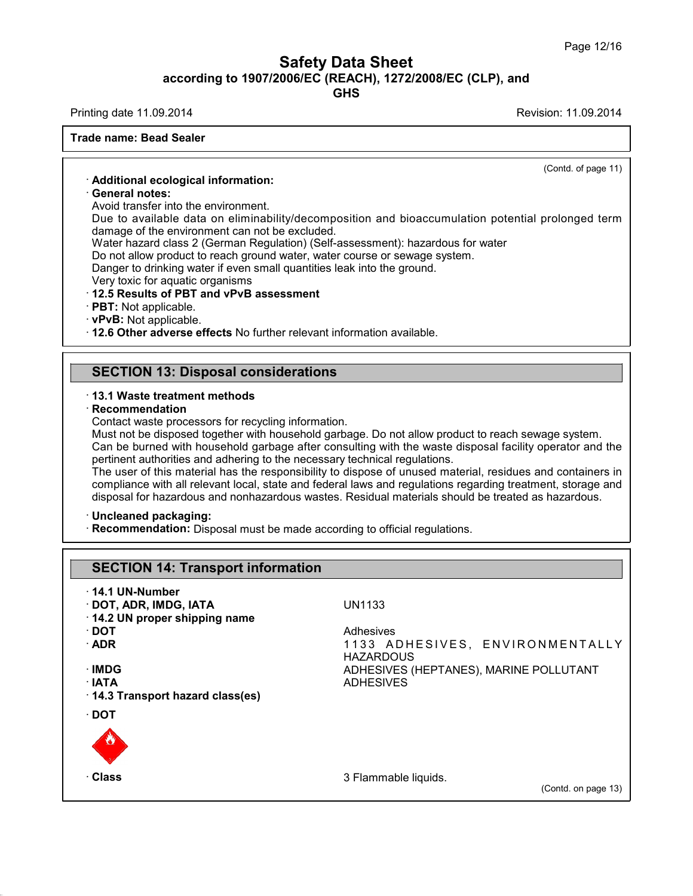# Safety Data Sheet
## according to 1907/2006/EC (REACH), 1272/2008/EC (CLP), and GHS

Printing date 11.09.2014 Revision: 11.09.2014

**Trade name: Bead Sealer**

(Contd. of page 11)

· **Additional ecological information:**

· **General notes:**

Avoid transfer into the environment.

Due to available data on eliminability/decomposition and bioaccumulation potential prolonged term damage of the environment can not be excluded.

Water hazard class 2 (German Regulation) (Self-assessment): hazardous for water

Do not allow product to reach ground water, water course or sewage system.

Danger to drinking water if even small quantities leak into the ground.

Very toxic for aquatic organisms

· **12.5 Results of PBT and vPvB assessment**

· **PBT:** Not applicable.

· **vPvB:** Not applicable.

· **12.6 Other adverse effects** No further relevant information available.

## SECTION 13: Disposal considerations

· **13.1 Waste treatment methods**

· **Recommendation**

Contact waste processors for recycling information.

Must not be disposed together with household garbage. Do not allow product to reach sewage system.

Can be burned with household garbage after consulting with the waste disposal facility operator and the pertinent authorities and adhering to the necessary technical regulations.

The user of this material has the responsibility to dispose of unused material, residues and containers in compliance with all relevant local, state and federal laws and regulations regarding treatment, storage and disposal for hazardous and nonhazardous wastes. Residual materials should be treated as hazardous.

· **Uncleaned packaging:**

· **Recommendation:** Disposal must be made according to official regulations.

## SECTION 14: Transport information

· **14.1 UN-Number**

· **DOT, ADR, IMDG, IATA** UN1133

· **14.2 UN proper shipping name**

· **DOT** Adhesives

· **ADR** 1133 ADHESIVES, ENVIRONMENTALLY HAZARDOUS

· **IMDG** ADHESIVES (HEPTANES), MARINE POLLUTANT

· **IATA** ADHESIVES

· **14.3 Transport hazard class(es)**

· **DOT**

· **Class** 3 Flammable liquids.

(Contd. on page 13)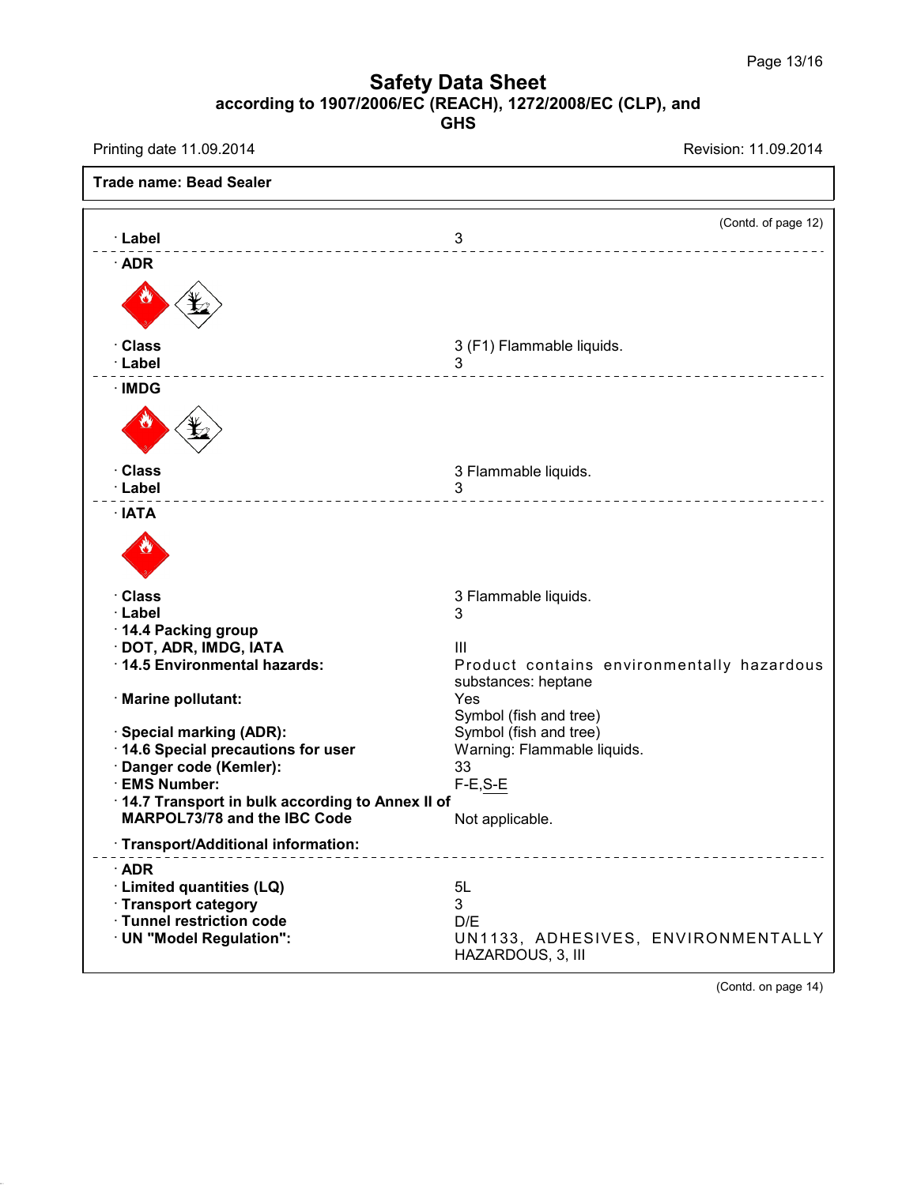**Trade name: Bead Sealer**

(Contd. of page 12)

| | |
|---|---|
| · **Label** | 3 |
| · **ADR** | |
| · **Class** | 3 (F1) Flammable liquids. |
| · **Label** | 3 |
| · **IMDG** | |
| · **Class** | 3 Flammable liquids. |
| · **Label** | 3 |
| · **IATA** | |
| · **Class** | 3 Flammable liquids. |
| · **Label** | 3 |
| · **14.4 Packing group** | |
| · **DOT, ADR, IMDG, IATA** | III |
| · **14.5 Environmental hazards:** | Product contains environmentally hazardous substances: heptane |
| · **Marine pollutant:** | Yes<br>Symbol (fish and tree) |
| · **Special marking (ADR):** | Symbol (fish and tree) |
| · **14.6 Special precautions for user** | Warning: Flammable liquids. |
| · **Danger code (Kemler):** | 33 |
| · **EMS Number:** | F-E,S-E |
| · **14.7 Transport in bulk according to Annex II of MARPOL73/78 and the IBC Code** | Not applicable. |
| · **Transport/Additional information:** | |
| · **ADR** | |
| · **Limited quantities (LQ)** | 5L |
| · **Transport category** | 3 |
| · **Tunnel restriction code** | D/E |
| · **UN "Model Regulation":** | UN1133, ADHESIVES, ENVIRONMENTALLY HAZARDOUS, 3, III |

(Contd. on page 14)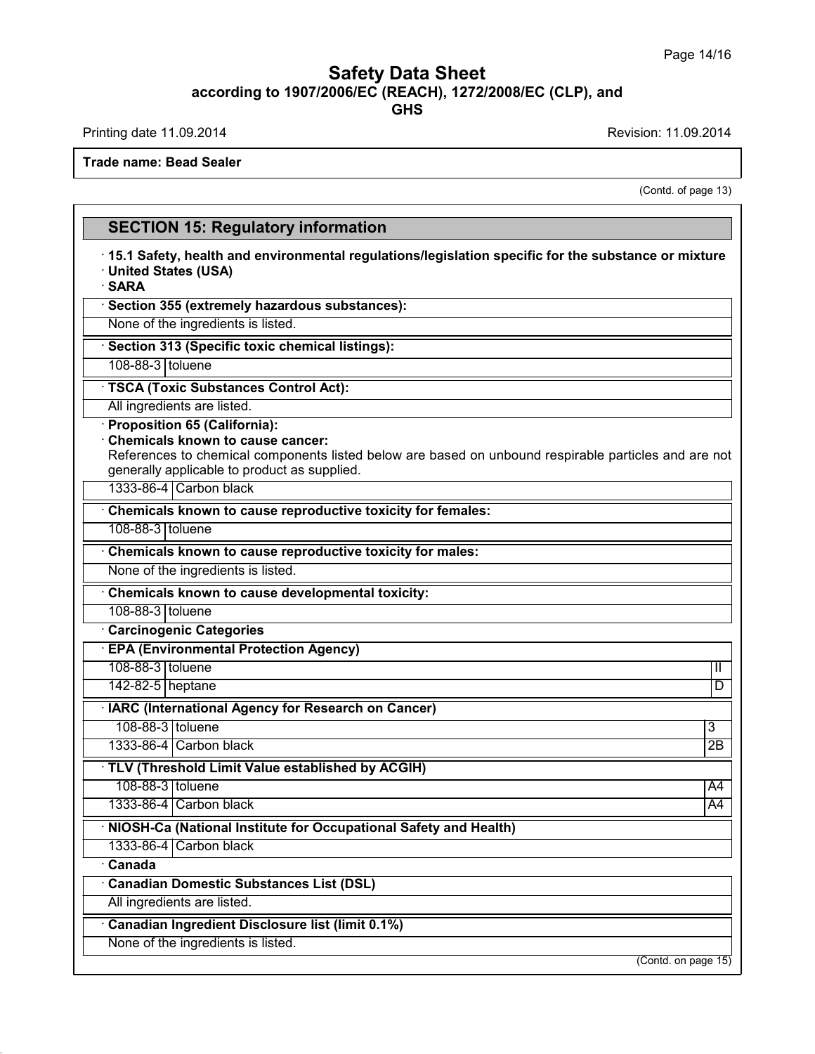**Trade name: Bead Sealer**

(Contd. of page 13)

## SECTION 15: Regulatory information

· **15.1 Safety, health and environmental regulations/legislation specific for the substance or mixture**
· **United States (USA)**
· **SARA**

· **Section 355 (extremely hazardous substances):**

None of the ingredients is listed.

· **Section 313 (Specific toxic chemical listings):**

| | |
|---|---|
| 108-88-3 | toluene |

· **TSCA (Toxic Substances Control Act):**

All ingredients are listed.

· **Proposition 65 (California):**
· **Chemicals known to cause cancer:**

References to chemical components listed below are based on unbound respirable particles and are not generally applicable to product as supplied.

| | |
|---|---|
| 1333-86-4 | Carbon black |

· **Chemicals known to cause reproductive toxicity for females:**

| | |
|---|---|
| 108-88-3 | toluene |

· **Chemicals known to cause reproductive toxicity for males:**

None of the ingredients is listed.

· **Chemicals known to cause developmental toxicity:**

| | |
|---|---|
| 108-88-3 | toluene |

· **Carcinogenic Categories**

· **EPA (Environmental Protection Agency)**

| | | |
|---|---|---|
| 108-88-3 | toluene | II |
| 142-82-5 | heptane | D |

· **IARC (International Agency for Research on Cancer)**

| | | |
|---|---|---|
| 108-88-3 | toluene | 3 |
| 1333-86-4 | Carbon black | 2B |

· **TLV (Threshold Limit Value established by ACGIH)**

| | | |
|---|---|---|
| 108-88-3 | toluene | A4 |
| 1333-86-4 | Carbon black | A4 |

· **NIOSH-Ca (National Institute for Occupational Safety and Health)**

| | |
|---|---|
| 1333-86-4 | Carbon black |

· **Canada**

· **Canadian Domestic Substances List (DSL)**

All ingredients are listed.

· **Canadian Ingredient Disclosure list (limit 0.1%)**

None of the ingredients is listed.

(Contd. on page 15)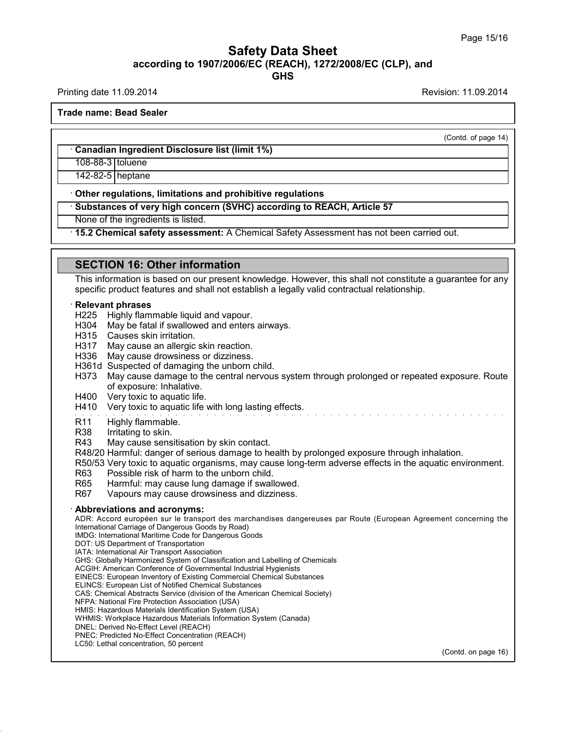**Trade name: Bead Sealer**

(Contd. of page 14)

· **Canadian Ingredient Disclosure list (limit 1%)**

| | |
|---|---|
| 108-88-3 | toluene |
| 142-82-5 | heptane |

· **Other regulations, limitations and prohibitive regulations**

· **Substances of very high concern (SVHC) according to REACH, Article 57**

None of the ingredients is listed.

· **15.2 Chemical safety assessment:** A Chemical Safety Assessment has not been carried out.

## SECTION 16: Other information

This information is based on our present knowledge. However, this shall not constitute a guarantee for any specific product features and shall not establish a legally valid contractual relationship.

· **Relevant phrases**

H225 Highly flammable liquid and vapour.
H304 May be fatal if swallowed and enters airways.
H315 Causes skin irritation.
H317 May cause an allergic skin reaction.
H336 May cause drowsiness or dizziness.
H361d Suspected of damaging the unborn child.
H373 May cause damage to the central nervous system through prolonged or repeated exposure. Route of exposure: Inhalative.
H400 Very toxic to aquatic life.
H410 Very toxic to aquatic life with long lasting effects.

R11 Highly flammable.
R38 Irritating to skin.
R43 May cause sensitisation by skin contact.
R48/20 Harmful: danger of serious damage to health by prolonged exposure through inhalation.
R50/53 Very toxic to aquatic organisms, may cause long-term adverse effects in the aquatic environment.
R63 Possible risk of harm to the unborn child.
R65 Harmful: may cause lung damage if swallowed.
R67 Vapours may cause drowsiness and dizziness.

· **Abbreviations and acronyms:**

ADR: Accord européen sur le transport des marchandises dangereuses par Route (European Agreement concerning the International Carriage of Dangerous Goods by Road)
IMDG: International Maritime Code for Dangerous Goods
DOT: US Department of Transportation
IATA: International Air Transport Association
GHS: Globally Harmonized System of Classification and Labelling of Chemicals
ACGIH: American Conference of Governmental Industrial Hygienists
EINECS: European Inventory of Existing Commercial Chemical Substances
ELINCS: European List of Notified Chemical Substances
CAS: Chemical Abstracts Service (division of the American Chemical Society)
NFPA: National Fire Protection Association (USA)
HMIS: Hazardous Materials Identification System (USA)
WHMIS: Workplace Hazardous Materials Information System (Canada)
DNEL: Derived No-Effect Level (REACH)
PNEC: Predicted No-Effect Concentration (REACH)
LC50: Lethal concentration, 50 percent

(Contd. on page 16)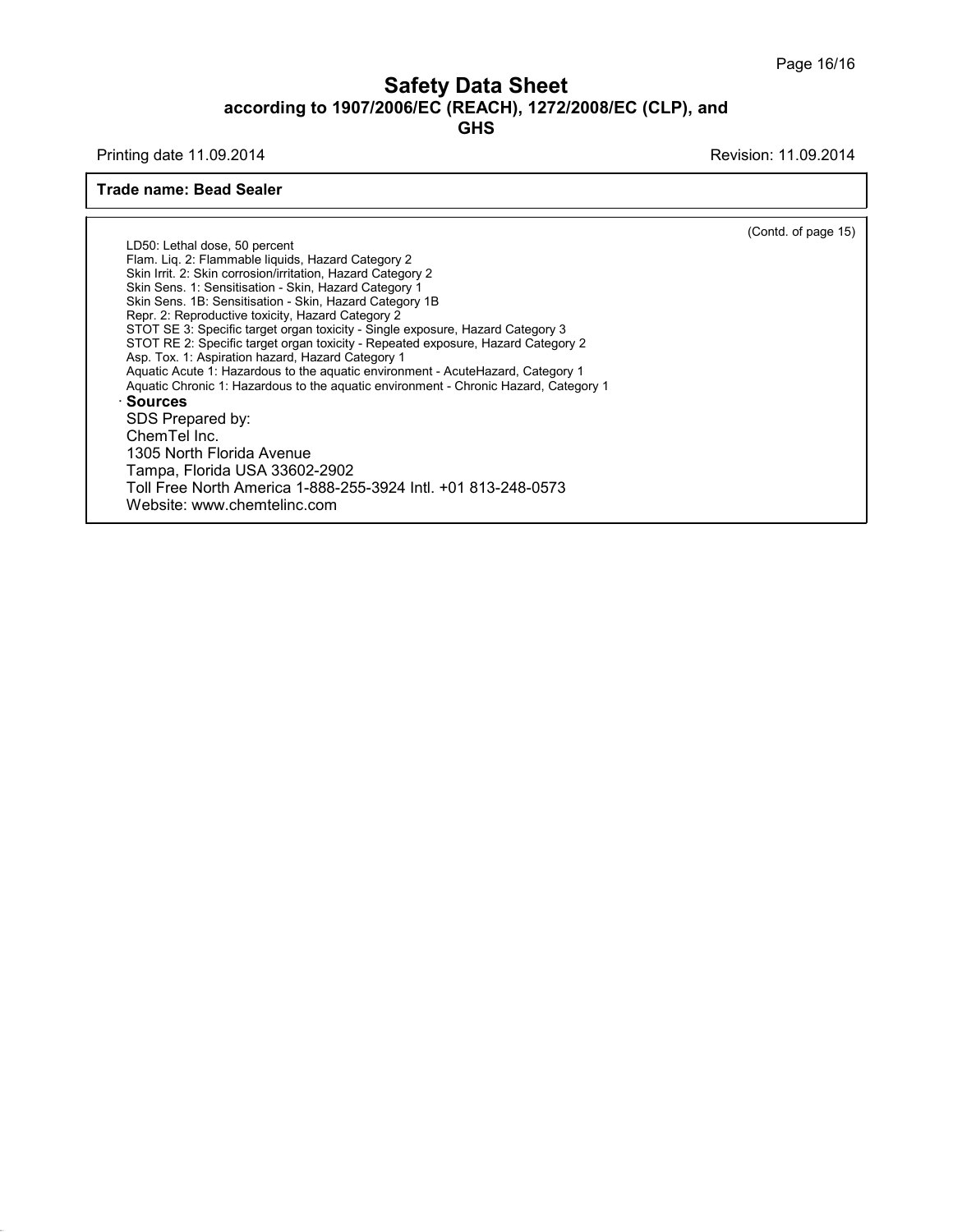**Trade name: Bead Sealer**

(Contd. of page 15)

LD50: Lethal dose, 50 percent
Flam. Liq. 2: Flammable liquids, Hazard Category 2
Skin Irrit. 2: Skin corrosion/irritation, Hazard Category 2
Skin Sens. 1: Sensitisation - Skin, Hazard Category 1
Skin Sens. 1B: Sensitisation - Skin, Hazard Category 1B
Repr. 2: Reproductive toxicity, Hazard Category 2
STOT SE 3: Specific target organ toxicity - Single exposure, Hazard Category 3
STOT RE 2: Specific target organ toxicity - Repeated exposure, Hazard Category 2
Asp. Tox. 1: Aspiration hazard, Hazard Category 1
Aquatic Acute 1: Hazardous to the aquatic environment - AcuteHazard, Category 1
Aquatic Chronic 1: Hazardous to the aquatic environment - Chronic Hazard, Category 1

· **Sources**

SDS Prepared by:
ChemTel Inc.
1305 North Florida Avenue
Tampa, Florida USA 33602-2902
Toll Free North America 1-888-255-3924 Intl. +01 813-248-0573
Website: www.chemtelinc.com